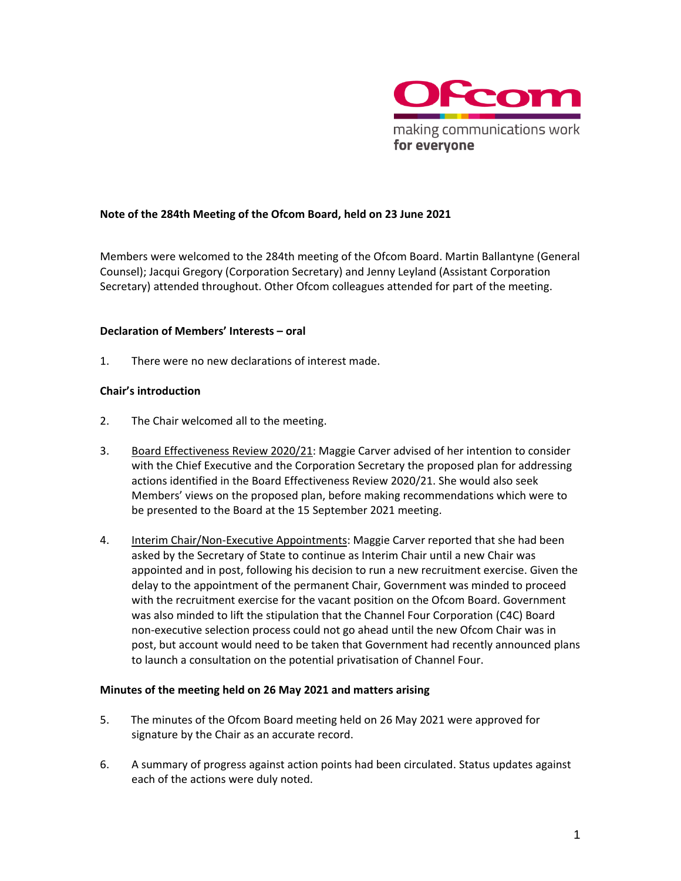**Note of the 284th Meeting of the Ofcom Board, held on 23 June 2021**

Members were welcomed to the 284th meeting of the Ofcom Board. Martin Ballantyne (General Counsel); Jacqui Gregory (Corporation Secretary) and Jenny Leyland (Assistant Corporation Secretary) attended throughout. Other Ofcom colleagues attended for part of the meeting.

**Declaration of Members' Interests – oral**

1. There were no new declarations of interest made.

**Chair's introduction**

2. The Chair welcomed all to the meeting.

3. Board Effectiveness Review 2020/21: Maggie Carver advised of her intention to consider with the Chief Executive and the Corporation Secretary the proposed plan for addressing actions identified in the Board Effectiveness Review 2020/21. She would also seek Members' views on the proposed plan, before making recommendations which were to be presented to the Board at the 15 September 2021 meeting.

4. Interim Chair/Non-Executive Appointments: Maggie Carver reported that she had been asked by the Secretary of State to continue as Interim Chair until a new Chair was appointed and in post, following his decision to run a new recruitment exercise. Given the delay to the appointment of the permanent Chair, Government was minded to proceed with the recruitment exercise for the vacant position on the Ofcom Board. Government was also minded to lift the stipulation that the Channel Four Corporation (C4C) Board non-executive selection process could not go ahead until the new Ofcom Chair was in post, but account would need to be taken that Government had recently announced plans to launch a consultation on the potential privatisation of Channel Four.

**Minutes of the meeting held on 26 May 2021 and matters arising**

5. The minutes of the Ofcom Board meeting held on 26 May 2021 were approved for signature by the Chair as an accurate record.

6. A summary of progress against action points had been circulated. Status updates against each of the actions were duly noted.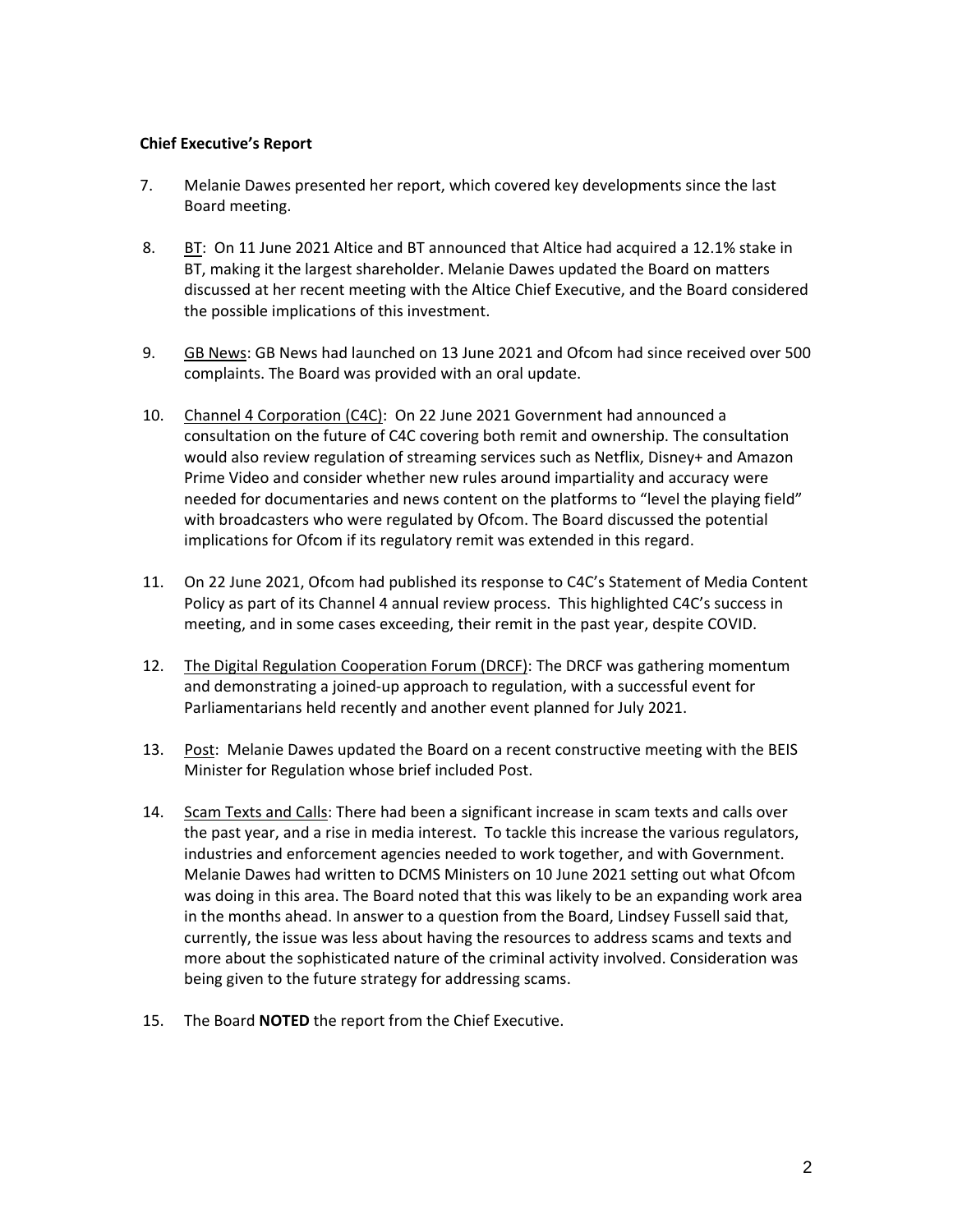**Chief Executive's Report**

7. Melanie Dawes presented her report, which covered key developments since the last Board meeting.

8. BT: On 11 June 2021 Altice and BT announced that Altice had acquired a 12.1% stake in BT, making it the largest shareholder. Melanie Dawes updated the Board on matters discussed at her recent meeting with the Altice Chief Executive, and the Board considered the possible implications of this investment.

9. GB News: GB News had launched on 13 June 2021 and Ofcom had since received over 500 complaints. The Board was provided with an oral update.

10. Channel 4 Corporation (C4C): On 22 June 2021 Government had announced a consultation on the future of C4C covering both remit and ownership. The consultation would also review regulation of streaming services such as Netflix, Disney+ and Amazon Prime Video and consider whether new rules around impartiality and accuracy were needed for documentaries and news content on the platforms to "level the playing field" with broadcasters who were regulated by Ofcom. The Board discussed the potential implications for Ofcom if its regulatory remit was extended in this regard.

11. On 22 June 2021, Ofcom had published its response to C4C's Statement of Media Content Policy as part of its Channel 4 annual review process. This highlighted C4C's success in meeting, and in some cases exceeding, their remit in the past year, despite COVID.

12. The Digital Regulation Cooperation Forum (DRCF): The DRCF was gathering momentum and demonstrating a joined-up approach to regulation, with a successful event for Parliamentarians held recently and another event planned for July 2021.

13. Post: Melanie Dawes updated the Board on a recent constructive meeting with the BEIS Minister for Regulation whose brief included Post.

14. Scam Texts and Calls: There had been a significant increase in scam texts and calls over the past year, and a rise in media interest. To tackle this increase the various regulators, industries and enforcement agencies needed to work together, and with Government. Melanie Dawes had written to DCMS Ministers on 10 June 2021 setting out what Ofcom was doing in this area. The Board noted that this was likely to be an expanding work area in the months ahead. In answer to a question from the Board, Lindsey Fussell said that, currently, the issue was less about having the resources to address scams and texts and more about the sophisticated nature of the criminal activity involved. Consideration was being given to the future strategy for addressing scams.

15. The Board **NOTED** the report from the Chief Executive.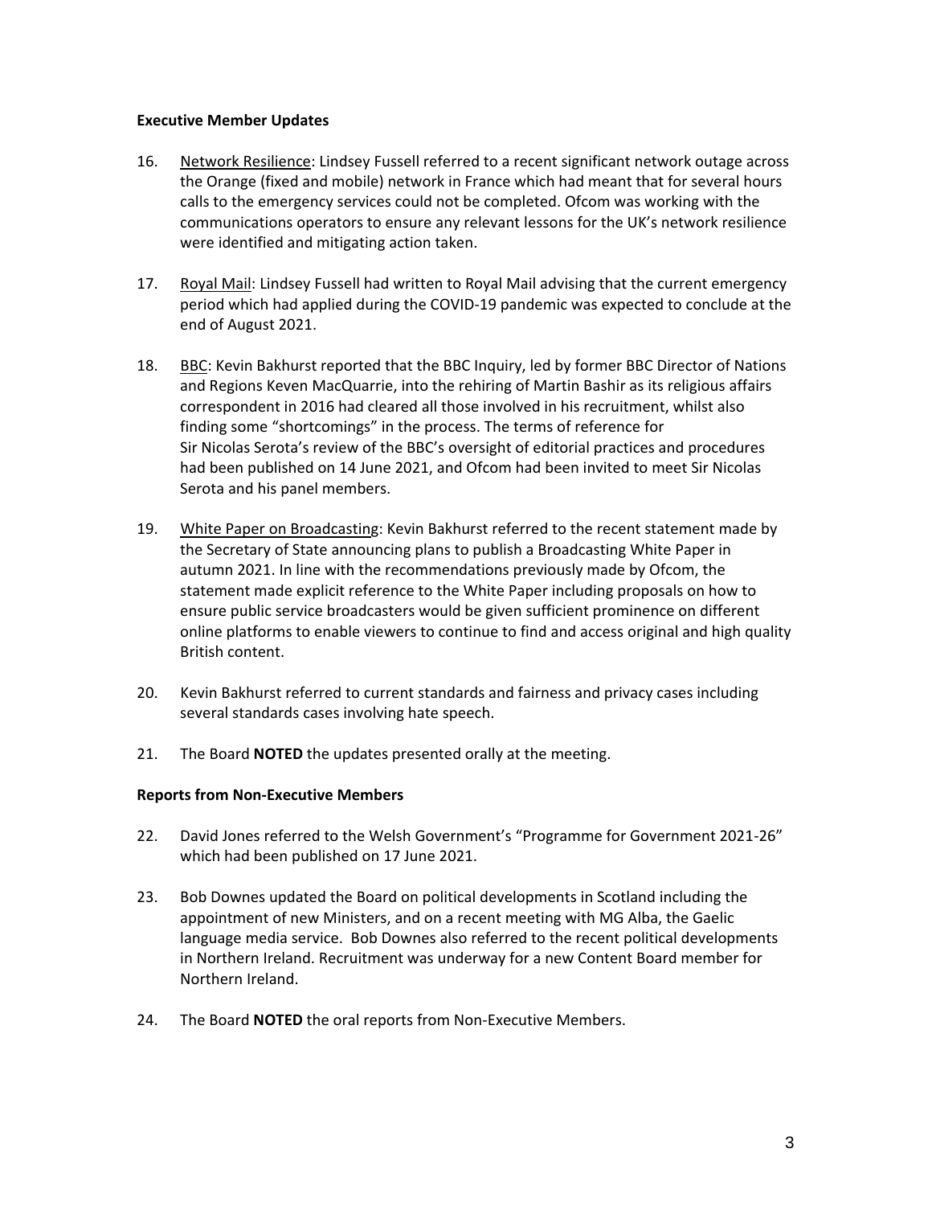**Executive Member Updates**

16. Network Resilience: Lindsey Fussell referred to a recent significant network outage across the Orange (fixed and mobile) network in France which had meant that for several hours calls to the emergency services could not be completed. Ofcom was working with the communications operators to ensure any relevant lessons for the UK's network resilience were identified and mitigating action taken.

17. Royal Mail: Lindsey Fussell had written to Royal Mail advising that the current emergency period which had applied during the COVID-19 pandemic was expected to conclude at the end of August 2021.

18. BBC: Kevin Bakhurst reported that the BBC Inquiry, led by former BBC Director of Nations and Regions Keven MacQuarrie, into the rehiring of Martin Bashir as its religious affairs correspondent in 2016 had cleared all those involved in his recruitment, whilst also finding some "shortcomings" in the process. The terms of reference for Sir Nicolas Serota's review of the BBC's oversight of editorial practices and procedures had been published on 14 June 2021, and Ofcom had been invited to meet Sir Nicolas Serota and his panel members.

19. White Paper on Broadcasting: Kevin Bakhurst referred to the recent statement made by the Secretary of State announcing plans to publish a Broadcasting White Paper in autumn 2021. In line with the recommendations previously made by Ofcom, the statement made explicit reference to the White Paper including proposals on how to ensure public service broadcasters would be given sufficient prominence on different online platforms to enable viewers to continue to find and access original and high quality British content.

20. Kevin Bakhurst referred to current standards and fairness and privacy cases including several standards cases involving hate speech.

21. The Board **NOTED** the updates presented orally at the meeting.

**Reports from Non-Executive Members**

22. David Jones referred to the Welsh Government's "Programme for Government 2021-26" which had been published on 17 June 2021.

23. Bob Downes updated the Board on political developments in Scotland including the appointment of new Ministers, and on a recent meeting with MG Alba, the Gaelic language media service. Bob Downes also referred to the recent political developments in Northern Ireland. Recruitment was underway for a new Content Board member for Northern Ireland.

24. The Board **NOTED** the oral reports from Non-Executive Members.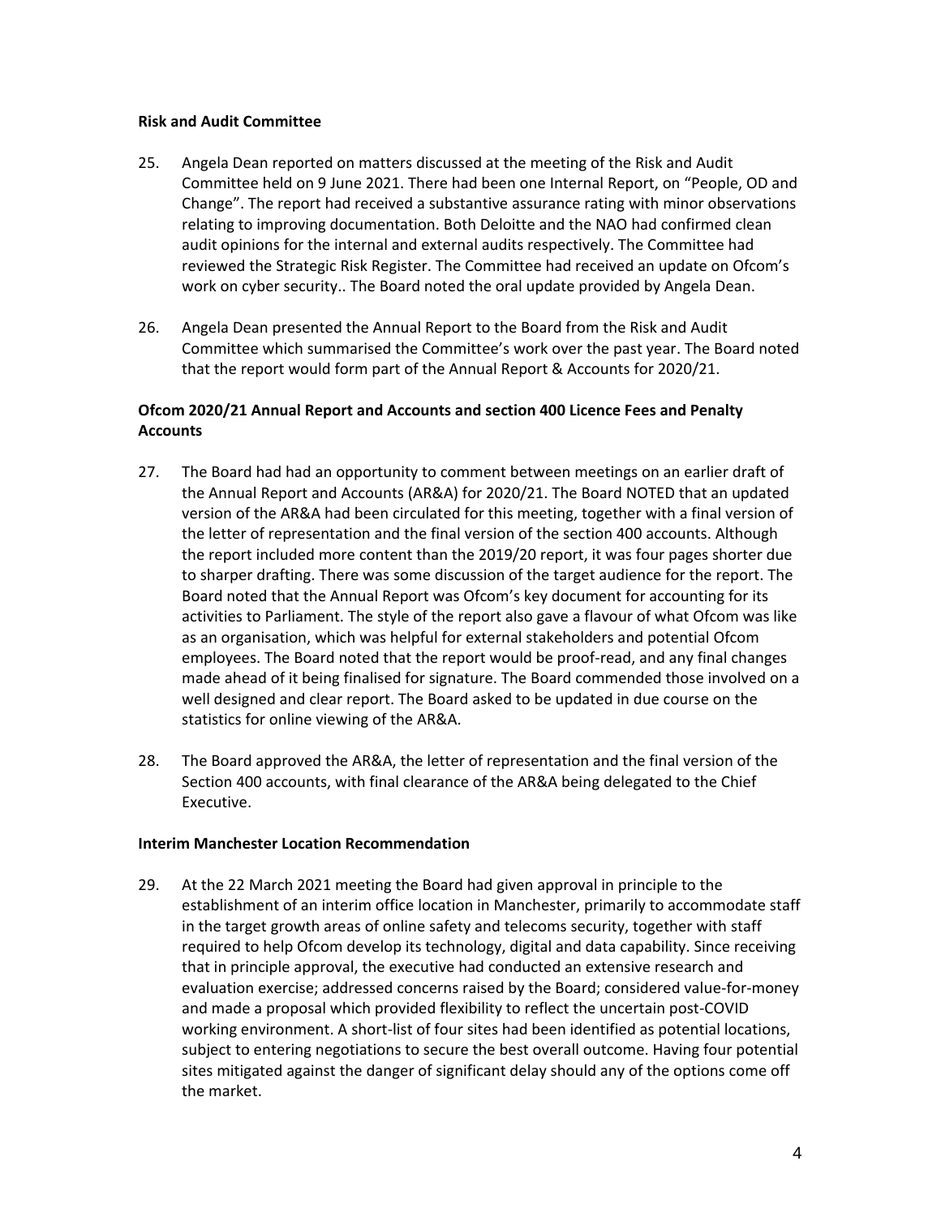**Risk and Audit Committee**

25. Angela Dean reported on matters discussed at the meeting of the Risk and Audit Committee held on 9 June 2021. There had been one Internal Report, on “People, OD and Change”. The report had received a substantive assurance rating with minor observations relating to improving documentation. Both Deloitte and the NAO had confirmed clean audit opinions for the internal and external audits respectively. The Committee had reviewed the Strategic Risk Register. The Committee had received an update on Ofcom’s work on cyber security.. The Board noted the oral update provided by Angela Dean.

26. Angela Dean presented the Annual Report to the Board from the Risk and Audit Committee which summarised the Committee’s work over the past year. The Board noted that the report would form part of the Annual Report & Accounts for 2020/21.

**Ofcom 2020/21 Annual Report and Accounts and section 400 Licence Fees and Penalty Accounts**

27. The Board had had an opportunity to comment between meetings on an earlier draft of the Annual Report and Accounts (AR&A) for 2020/21. The Board NOTED that an updated version of the AR&A had been circulated for this meeting, together with a final version of the letter of representation and the final version of the section 400 accounts. Although the report included more content than the 2019/20 report, it was four pages shorter due to sharper drafting. There was some discussion of the target audience for the report. The Board noted that the Annual Report was Ofcom’s key document for accounting for its activities to Parliament. The style of the report also gave a flavour of what Ofcom was like as an organisation, which was helpful for external stakeholders and potential Ofcom employees. The Board noted that the report would be proof-read, and any final changes made ahead of it being finalised for signature. The Board commended those involved on a well designed and clear report. The Board asked to be updated in due course on the statistics for online viewing of the AR&A.

28. The Board approved the AR&A, the letter of representation and the final version of the Section 400 accounts, with final clearance of the AR&A being delegated to the Chief Executive.

**Interim Manchester Location Recommendation**

29. At the 22 March 2021 meeting the Board had given approval in principle to the establishment of an interim office location in Manchester, primarily to accommodate staff in the target growth areas of online safety and telecoms security, together with staff required to help Ofcom develop its technology, digital and data capability. Since receiving that in principle approval, the executive had conducted an extensive research and evaluation exercise; addressed concerns raised by the Board; considered value-for-money and made a proposal which provided flexibility to reflect the uncertain post-COVID working environment. A short-list of four sites had been identified as potential locations, subject to entering negotiations to secure the best overall outcome. Having four potential sites mitigated against the danger of significant delay should any of the options come off the market.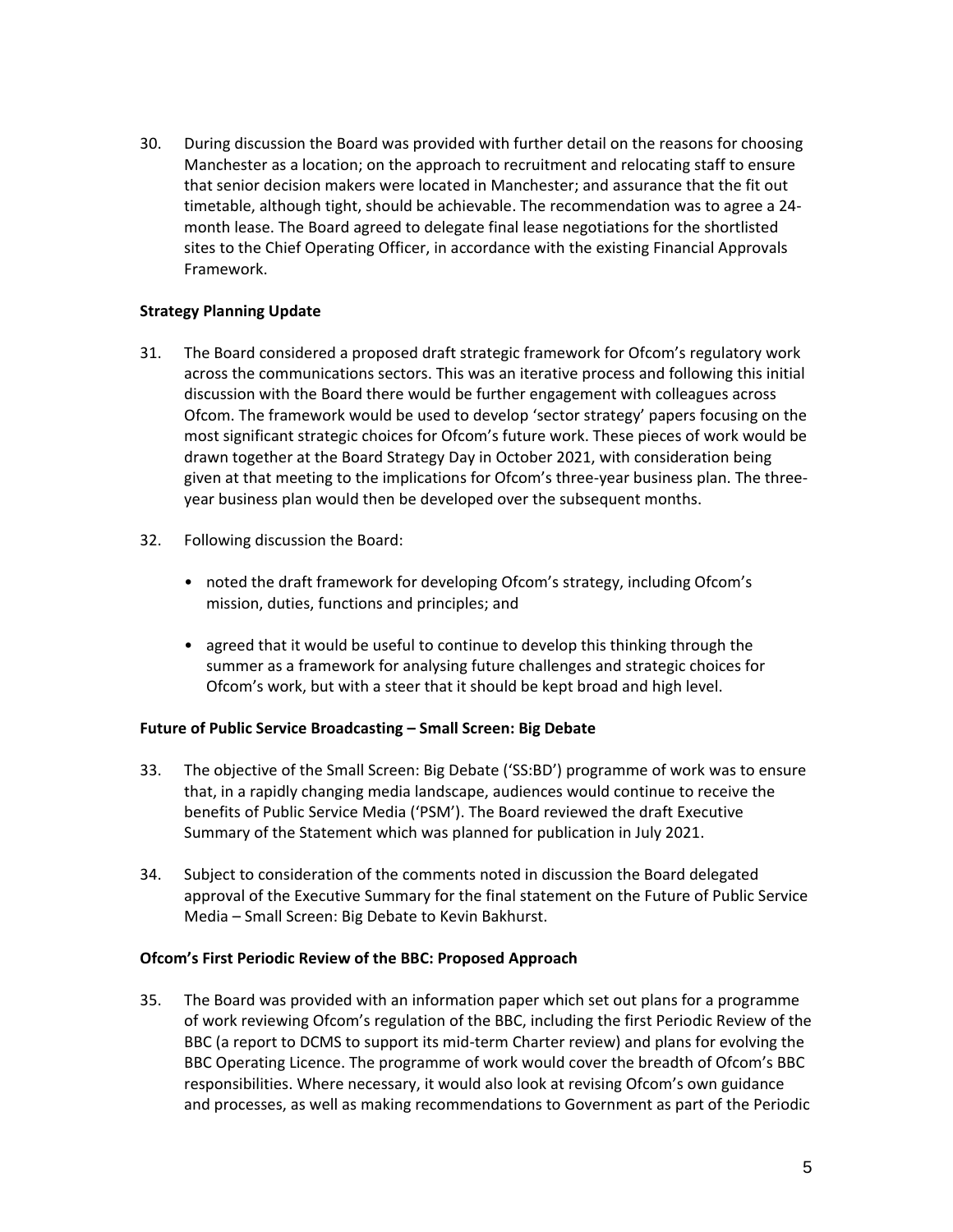30. During discussion the Board was provided with further detail on the reasons for choosing Manchester as a location; on the approach to recruitment and relocating staff to ensure that senior decision makers were located in Manchester; and assurance that the fit out timetable, although tight, should be achievable. The recommendation was to agree a 24-month lease. The Board agreed to delegate final lease negotiations for the shortlisted sites to the Chief Operating Officer, in accordance with the existing Financial Approvals Framework.

**Strategy Planning Update**

31. The Board considered a proposed draft strategic framework for Ofcom's regulatory work across the communications sectors. This was an iterative process and following this initial discussion with the Board there would be further engagement with colleagues across Ofcom. The framework would be used to develop 'sector strategy' papers focusing on the most significant strategic choices for Ofcom's future work. These pieces of work would be drawn together at the Board Strategy Day in October 2021, with consideration being given at that meeting to the implications for Ofcom's three-year business plan. The three-year business plan would then be developed over the subsequent months.

32. Following discussion the Board:

    - noted the draft framework for developing Ofcom's strategy, including Ofcom's mission, duties, functions and principles; and
    - agreed that it would be useful to continue to develop this thinking through the summer as a framework for analysing future challenges and strategic choices for Ofcom's work, but with a steer that it should be kept broad and high level.

**Future of Public Service Broadcasting – Small Screen: Big Debate**

33. The objective of the Small Screen: Big Debate ('SS:BD') programme of work was to ensure that, in a rapidly changing media landscape, audiences would continue to receive the benefits of Public Service Media ('PSM'). The Board reviewed the draft Executive Summary of the Statement which was planned for publication in July 2021.

34. Subject to consideration of the comments noted in discussion the Board delegated approval of the Executive Summary for the final statement on the Future of Public Service Media – Small Screen: Big Debate to Kevin Bakhurst.

**Ofcom's First Periodic Review of the BBC: Proposed Approach**

35. The Board was provided with an information paper which set out plans for a programme of work reviewing Ofcom's regulation of the BBC, including the first Periodic Review of the BBC (a report to DCMS to support its mid-term Charter review) and plans for evolving the BBC Operating Licence. The programme of work would cover the breadth of Ofcom's BBC responsibilities. Where necessary, it would also look at revising Ofcom's own guidance and processes, as well as making recommendations to Government as part of the Periodic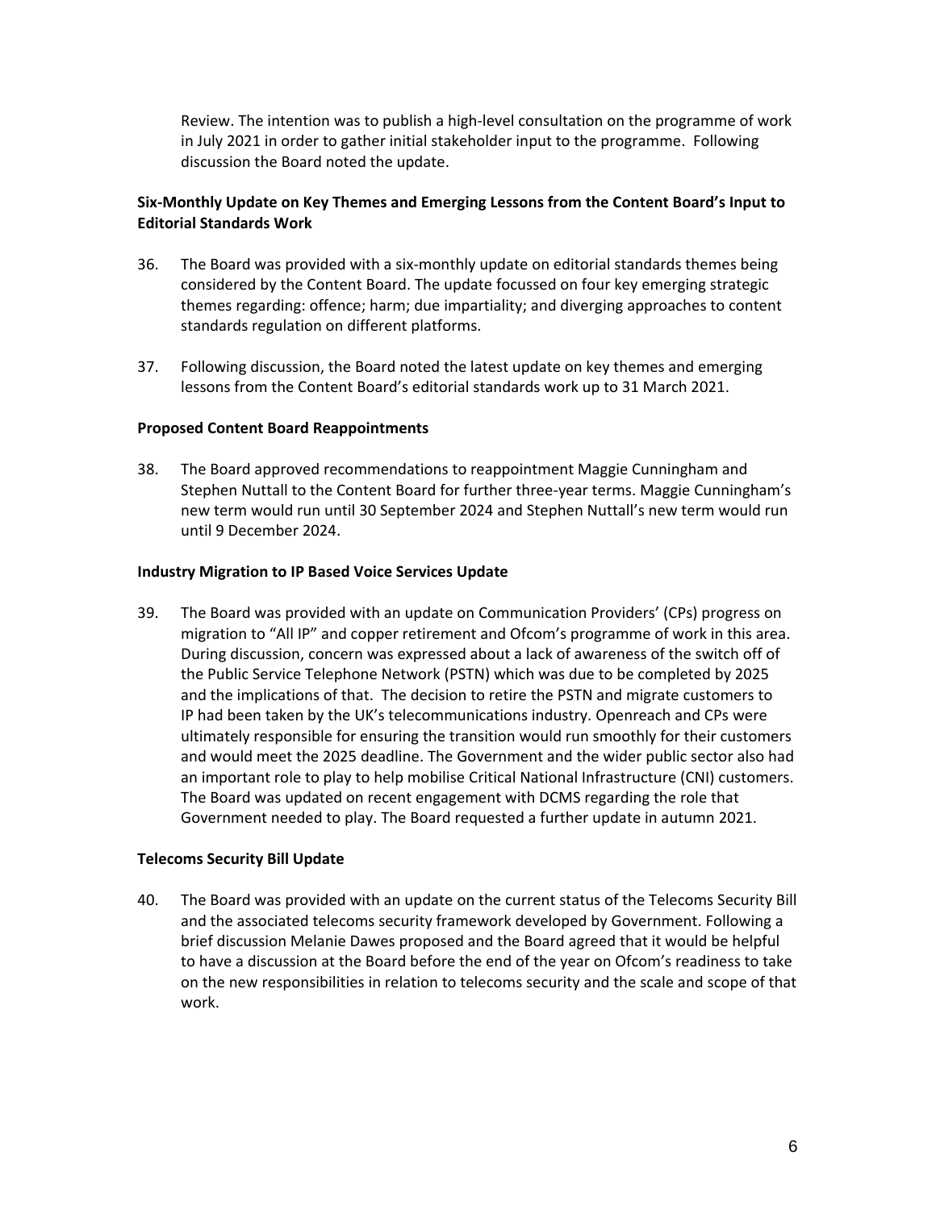Review. The intention was to publish a high-level consultation on the programme of work in July 2021 in order to gather initial stakeholder input to the programme. Following discussion the Board noted the update.

**Six-Monthly Update on Key Themes and Emerging Lessons from the Content Board's Input to Editorial Standards Work**

36. The Board was provided with a six-monthly update on editorial standards themes being considered by the Content Board. The update focussed on four key emerging strategic themes regarding: offence; harm; due impartiality; and diverging approaches to content standards regulation on different platforms.

37. Following discussion, the Board noted the latest update on key themes and emerging lessons from the Content Board's editorial standards work up to 31 March 2021.

**Proposed Content Board Reappointments**

38. The Board approved recommendations to reappointment Maggie Cunningham and Stephen Nuttall to the Content Board for further three-year terms. Maggie Cunningham's new term would run until 30 September 2024 and Stephen Nuttall's new term would run until 9 December 2024.

**Industry Migration to IP Based Voice Services Update**

39. The Board was provided with an update on Communication Providers' (CPs) progress on migration to "All IP" and copper retirement and Ofcom's programme of work in this area. During discussion, concern was expressed about a lack of awareness of the switch off of the Public Service Telephone Network (PSTN) which was due to be completed by 2025 and the implications of that. The decision to retire the PSTN and migrate customers to IP had been taken by the UK's telecommunications industry. Openreach and CPs were ultimately responsible for ensuring the transition would run smoothly for their customers and would meet the 2025 deadline. The Government and the wider public sector also had an important role to play to help mobilise Critical National Infrastructure (CNI) customers. The Board was updated on recent engagement with DCMS regarding the role that Government needed to play. The Board requested a further update in autumn 2021.

**Telecoms Security Bill Update**

40. The Board was provided with an update on the current status of the Telecoms Security Bill and the associated telecoms security framework developed by Government. Following a brief discussion Melanie Dawes proposed and the Board agreed that it would be helpful to have a discussion at the Board before the end of the year on Ofcom's readiness to take on the new responsibilities in relation to telecoms security and the scale and scope of that work.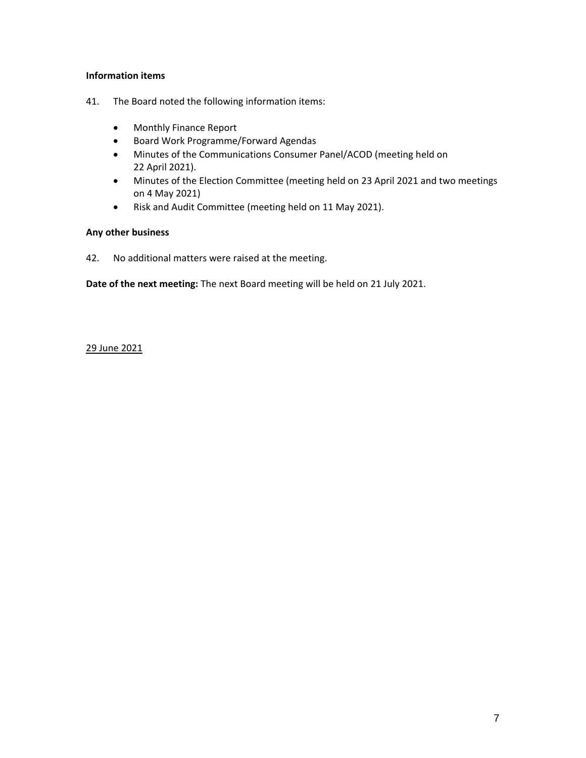**Information items**

41. The Board noted the following information items:

- Monthly Finance Report
- Board Work Programme/Forward Agendas
- Minutes of the Communications Consumer Panel/ACOD (meeting held on 22 April 2021).
- Minutes of the Election Committee (meeting held on 23 April 2021 and two meetings on 4 May 2021)
- Risk and Audit Committee (meeting held on 11 May 2021).

**Any other business**

42. No additional matters were raised at the meeting.

**Date of the next meeting:** The next Board meeting will be held on 21 July 2021.

<u>29 June 2021</u>